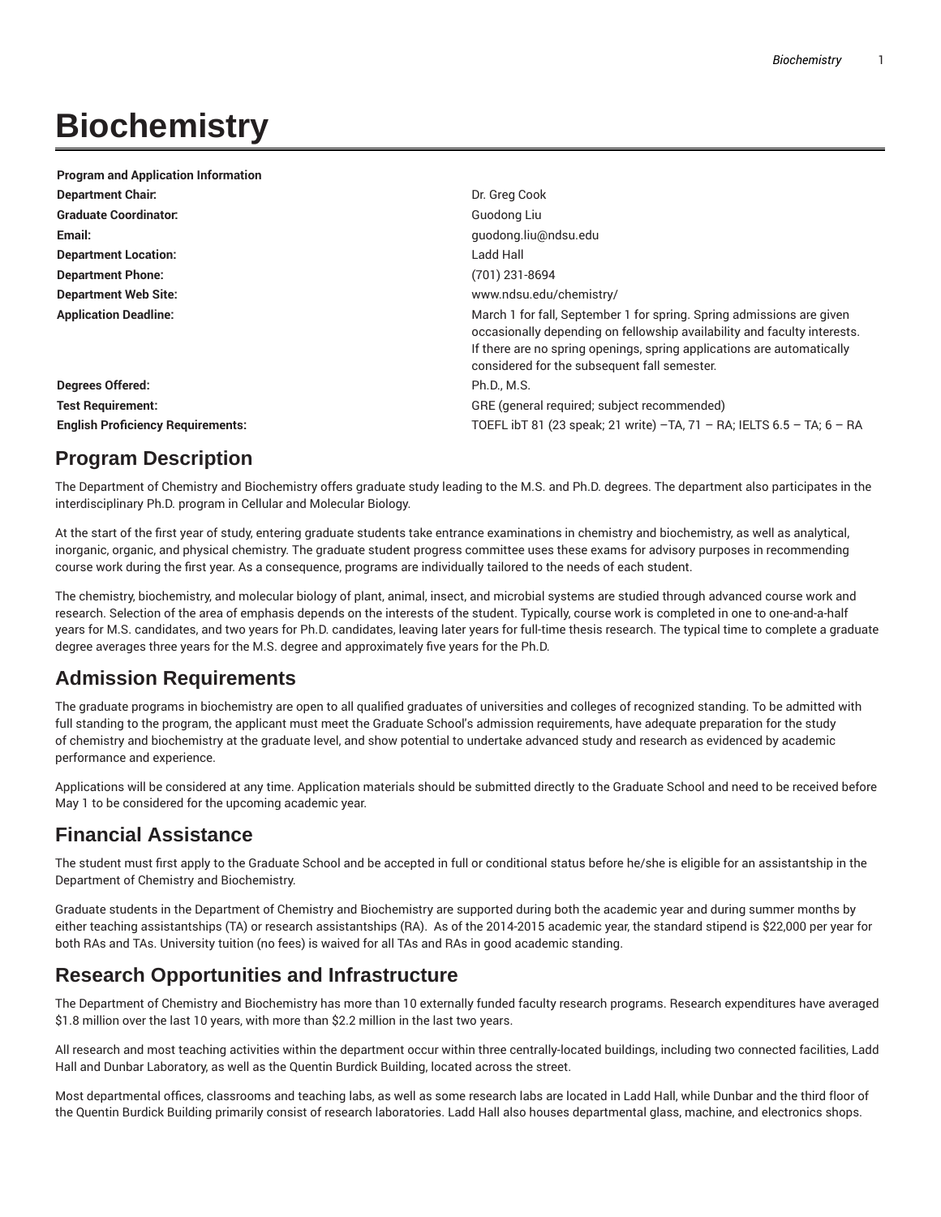# Biochemistry

| Program and Application Information | |
|---|---|
| **Department Chair:** | Dr. Greg Cook |
| **Graduate Coordinator:** | Guodong Liu |
| **Email:** | guodong.liu@ndsu.edu |
| **Department Location:** | Ladd Hall |
| **Department Phone:** | (701) 231-8694 |
| **Department Web Site:** | www.ndsu.edu/chemistry/ |
| **Application Deadline:** | March 1 for fall, September 1 for spring. Spring admissions are given occasionally depending on fellowship availability and faculty interests. If there are no spring openings, spring applications are automatically considered for the subsequent fall semester. |
| **Degrees Offered:** | Ph.D., M.S. |
| **Test Requirement:** | GRE (general required; subject recommended) |
| **English Proficiency Requirements:** | TOEFL ibT 81 (23 speak; 21 write) –TA, 71 – RA; IELTS 6.5 – TA; 6 – RA |

## Program Description

The Department of Chemistry and Biochemistry offers graduate study leading to the M.S. and Ph.D. degrees. The department also participates in the interdisciplinary Ph.D. program in Cellular and Molecular Biology.

At the start of the first year of study, entering graduate students take entrance examinations in chemistry and biochemistry, as well as analytical, inorganic, organic, and physical chemistry. The graduate student progress committee uses these exams for advisory purposes in recommending course work during the first year. As a consequence, programs are individually tailored to the needs of each student.

The chemistry, biochemistry, and molecular biology of plant, animal, insect, and microbial systems are studied through advanced course work and research. Selection of the area of emphasis depends on the interests of the student. Typically, course work is completed in one to one-and-a-half years for M.S. candidates, and two years for Ph.D. candidates, leaving later years for full-time thesis research. The typical time to complete a graduate degree averages three years for the M.S. degree and approximately five years for the Ph.D.

## Admission Requirements

The graduate programs in biochemistry are open to all qualified graduates of universities and colleges of recognized standing. To be admitted with full standing to the program, the applicant must meet the Graduate School's admission requirements, have adequate preparation for the study of chemistry and biochemistry at the graduate level, and show potential to undertake advanced study and research as evidenced by academic performance and experience.

Applications will be considered at any time. Application materials should be submitted directly to the Graduate School and need to be received before May 1 to be considered for the upcoming academic year.

## Financial Assistance

The student must first apply to the Graduate School and be accepted in full or conditional status before he/she is eligible for an assistantship in the Department of Chemistry and Biochemistry.

Graduate students in the Department of Chemistry and Biochemistry are supported during both the academic year and during summer months by either teaching assistantships (TA) or research assistantships (RA). As of the 2014-2015 academic year, the standard stipend is $22,000 per year for both RAs and TAs. University tuition (no fees) is waived for all TAs and RAs in good academic standing.

## Research Opportunities and Infrastructure

The Department of Chemistry and Biochemistry has more than 10 externally funded faculty research programs. Research expenditures have averaged $1.8 million over the last 10 years, with more than $2.2 million in the last two years.

All research and most teaching activities within the department occur within three centrally-located buildings, including two connected facilities, Ladd Hall and Dunbar Laboratory, as well as the Quentin Burdick Building, located across the street.

Most departmental offices, classrooms and teaching labs, as well as some research labs are located in Ladd Hall, while Dunbar and the third floor of the Quentin Burdick Building primarily consist of research laboratories. Ladd Hall also houses departmental glass, machine, and electronics shops.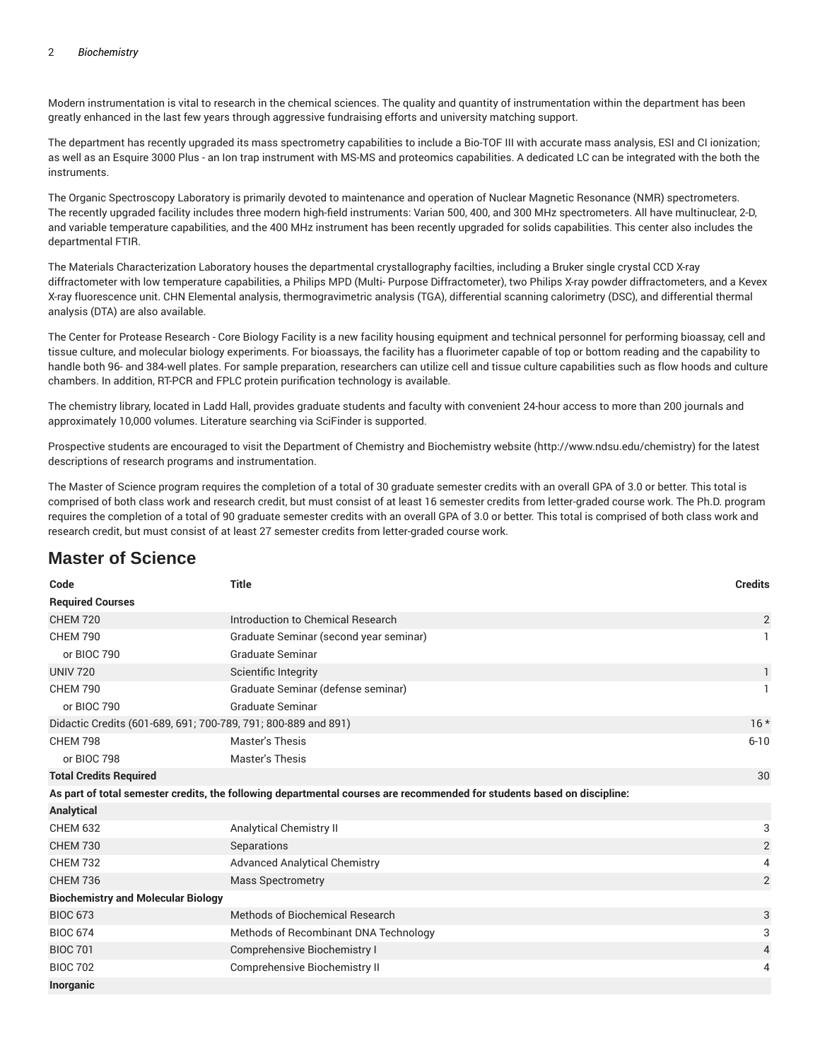Modern instrumentation is vital to research in the chemical sciences. The quality and quantity of instrumentation within the department has been greatly enhanced in the last few years through aggressive fundraising efforts and university matching support.

The department has recently upgraded its mass spectrometry capabilities to include a Bio-TOF III with accurate mass analysis, ESI and CI ionization; as well as an Esquire 3000 Plus - an Ion trap instrument with MS-MS and proteomics capabilities. A dedicated LC can be integrated with the both the instruments.

The Organic Spectroscopy Laboratory is primarily devoted to maintenance and operation of Nuclear Magnetic Resonance (NMR) spectrometers. The recently upgraded facility includes three modern high-field instruments: Varian 500, 400, and 300 MHz spectrometers. All have multinuclear, 2-D, and variable temperature capabilities, and the 400 MHz instrument has been recently upgraded for solids capabilities. This center also includes the departmental FTIR.

The Materials Characterization Laboratory houses the departmental crystallography facilties, including a Bruker single crystal CCD X-ray diffractometer with low temperature capabilities, a Philips MPD (Multi- Purpose Diffractometer), two Philips X-ray powder diffractometers, and a Kevex X-ray fluorescence unit. CHN Elemental analysis, thermogravimetric analysis (TGA), differential scanning calorimetry (DSC), and differential thermal analysis (DTA) are also available.

The Center for Protease Research - Core Biology Facility is a new facility housing equipment and technical personnel for performing bioassay, cell and tissue culture, and molecular biology experiments. For bioassays, the facility has a fluorimeter capable of top or bottom reading and the capability to handle both 96- and 384-well plates. For sample preparation, researchers can utilize cell and tissue culture capabilities such as flow hoods and culture chambers. In addition, RT-PCR and FPLC protein purification technology is available.

The chemistry library, located in Ladd Hall, provides graduate students and faculty with convenient 24-hour access to more than 200 journals and approximately 10,000 volumes. Literature searching via SciFinder is supported.

Prospective students are encouraged to visit the Department of Chemistry and Biochemistry website (http://www.ndsu.edu/chemistry) for the latest descriptions of research programs and instrumentation.

The Master of Science program requires the completion of a total of 30 graduate semester credits with an overall GPA of 3.0 or better. This total is comprised of both class work and research credit, but must consist of at least 16 semester credits from letter-graded course work. The Ph.D. program requires the completion of a total of 90 graduate semester credits with an overall GPA of 3.0 or better. This total is comprised of both class work and research credit, but must consist of at least 27 semester credits from letter-graded course work.

## Master of Science

| Code | Title | Credits |
|---|---|---|
| **Required Courses** | | |
| CHEM 720 | Introduction to Chemical Research | 2 |
| CHEM 790 | Graduate Seminar (second year seminar) | 1 |
| or BIOC 790 | Graduate Seminar | |
| UNIV 720 | Scientific Integrity | 1 |
| CHEM 790 | Graduate Seminar (defense seminar) | 1 |
| or BIOC 790 | Graduate Seminar | |
| Didactic Credits (601-689, 691; 700-789, 791; 800-889 and 891) | | 16 * |
| CHEM 798 | Master's Thesis | 6-10 |
| or BIOC 798 | Master's Thesis | |
| **Total Credits Required** | | 30 |
| **As part of total semester credits, the following departmental courses are recommended for students based on discipline:** | | |
| **Analytical** | | |
| CHEM 632 | Analytical Chemistry II | 3 |
| CHEM 730 | Separations | 2 |
| CHEM 732 | Advanced Analytical Chemistry | 4 |
| CHEM 736 | Mass Spectrometry | 2 |
| **Biochemistry and Molecular Biology** | | |
| BIOC 673 | Methods of Biochemical Research | 3 |
| BIOC 674 | Methods of Recombinant DNA Technology | 3 |
| BIOC 701 | Comprehensive Biochemistry I | 4 |
| BIOC 702 | Comprehensive Biochemistry II | 4 |
| **Inorganic** | | |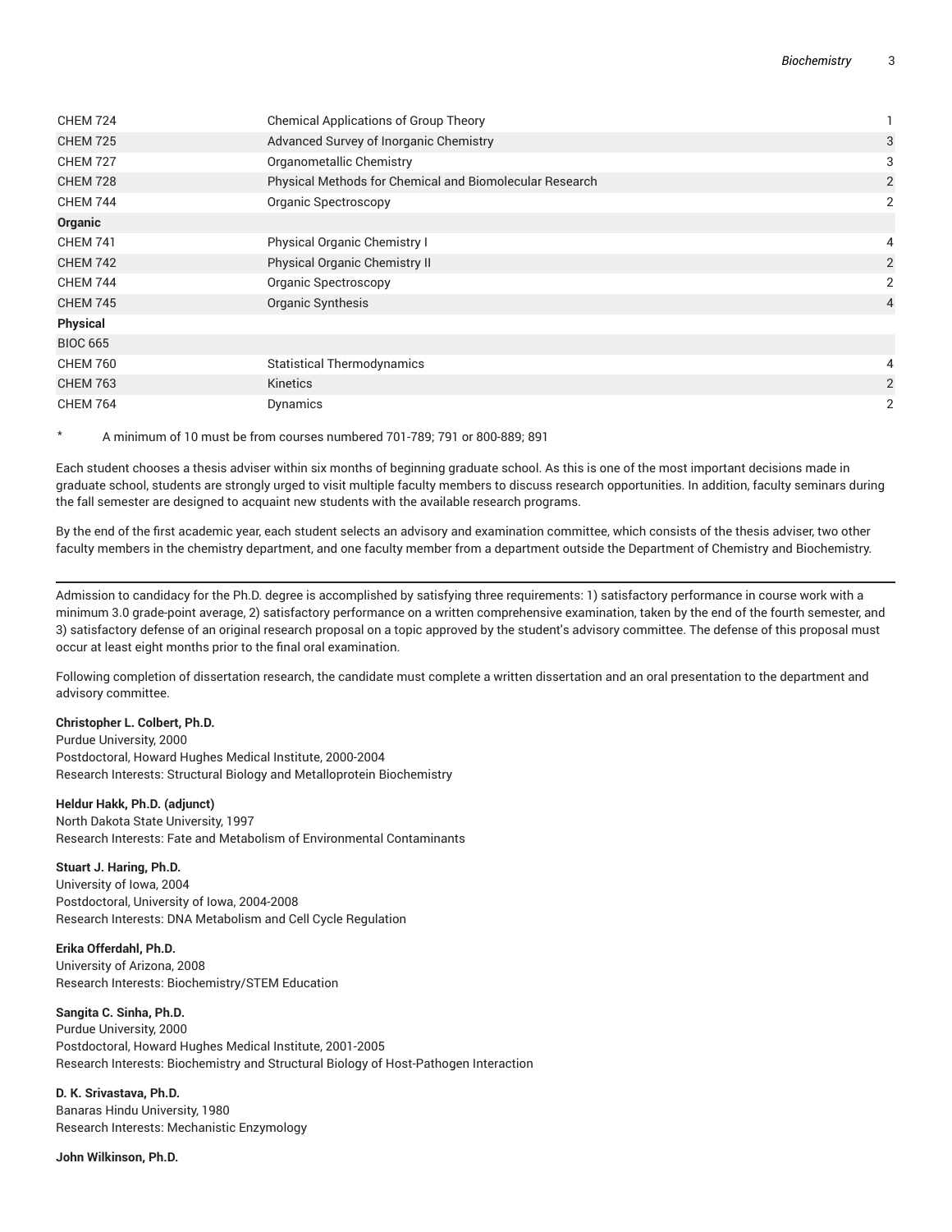| | | |
|---|---|---|
| CHEM 724 | Chemical Applications of Group Theory | 1 |
| CHEM 725 | Advanced Survey of Inorganic Chemistry | 3 |
| CHEM 727 | Organometallic Chemistry | 3 |
| CHEM 728 | Physical Methods for Chemical and Biomolecular Research | 2 |
| CHEM 744 | Organic Spectroscopy | 2 |
| **Organic** | | |
| CHEM 741 | Physical Organic Chemistry I | 4 |
| CHEM 742 | Physical Organic Chemistry II | 2 |
| CHEM 744 | Organic Spectroscopy | 2 |
| CHEM 745 | Organic Synthesis | 4 |
| **Physical** | | |
| BIOC 665 | | |
| CHEM 760 | Statistical Thermodynamics | 4 |
| CHEM 763 | Kinetics | 2 |
| CHEM 764 | Dynamics | 2 |

\* A minimum of 10 must be from courses numbered 701-789; 791 or 800-889; 891

Each student chooses a thesis adviser within six months of beginning graduate school. As this is one of the most important decisions made in graduate school, students are strongly urged to visit multiple faculty members to discuss research opportunities. In addition, faculty seminars during the fall semester are designed to acquaint new students with the available research programs.

By the end of the first academic year, each student selects an advisory and examination committee, which consists of the thesis adviser, two other faculty members in the chemistry department, and one faculty member from a department outside the Department of Chemistry and Biochemistry.

---

Admission to candidacy for the Ph.D. degree is accomplished by satisfying three requirements: 1) satisfactory performance in course work with a minimum 3.0 grade-point average, 2) satisfactory performance on a written comprehensive examination, taken by the end of the fourth semester, and 3) satisfactory defense of an original research proposal on a topic approved by the student's advisory committee. The defense of this proposal must occur at least eight months prior to the final oral examination.

Following completion of dissertation research, the candidate must complete a written dissertation and an oral presentation to the department and advisory committee.

**Christopher L. Colbert, Ph.D.**
Purdue University, 2000
Postdoctoral, Howard Hughes Medical Institute, 2000-2004
Research Interests: Structural Biology and Metalloprotein Biochemistry

**Heldur Hakk, Ph.D. (adjunct)**
North Dakota State University, 1997
Research Interests: Fate and Metabolism of Environmental Contaminants

**Stuart J. Haring, Ph.D.**
University of Iowa, 2004
Postdoctoral, University of Iowa, 2004-2008
Research Interests: DNA Metabolism and Cell Cycle Regulation

**Erika Offerdahl, Ph.D.**
University of Arizona, 2008
Research Interests: Biochemistry/STEM Education

**Sangita C. Sinha, Ph.D.**
Purdue University, 2000
Postdoctoral, Howard Hughes Medical Institute, 2001-2005
Research Interests: Biochemistry and Structural Biology of Host-Pathogen Interaction

**D. K. Srivastava, Ph.D.**
Banaras Hindu University, 1980
Research Interests: Mechanistic Enzymology

**John Wilkinson, Ph.D.**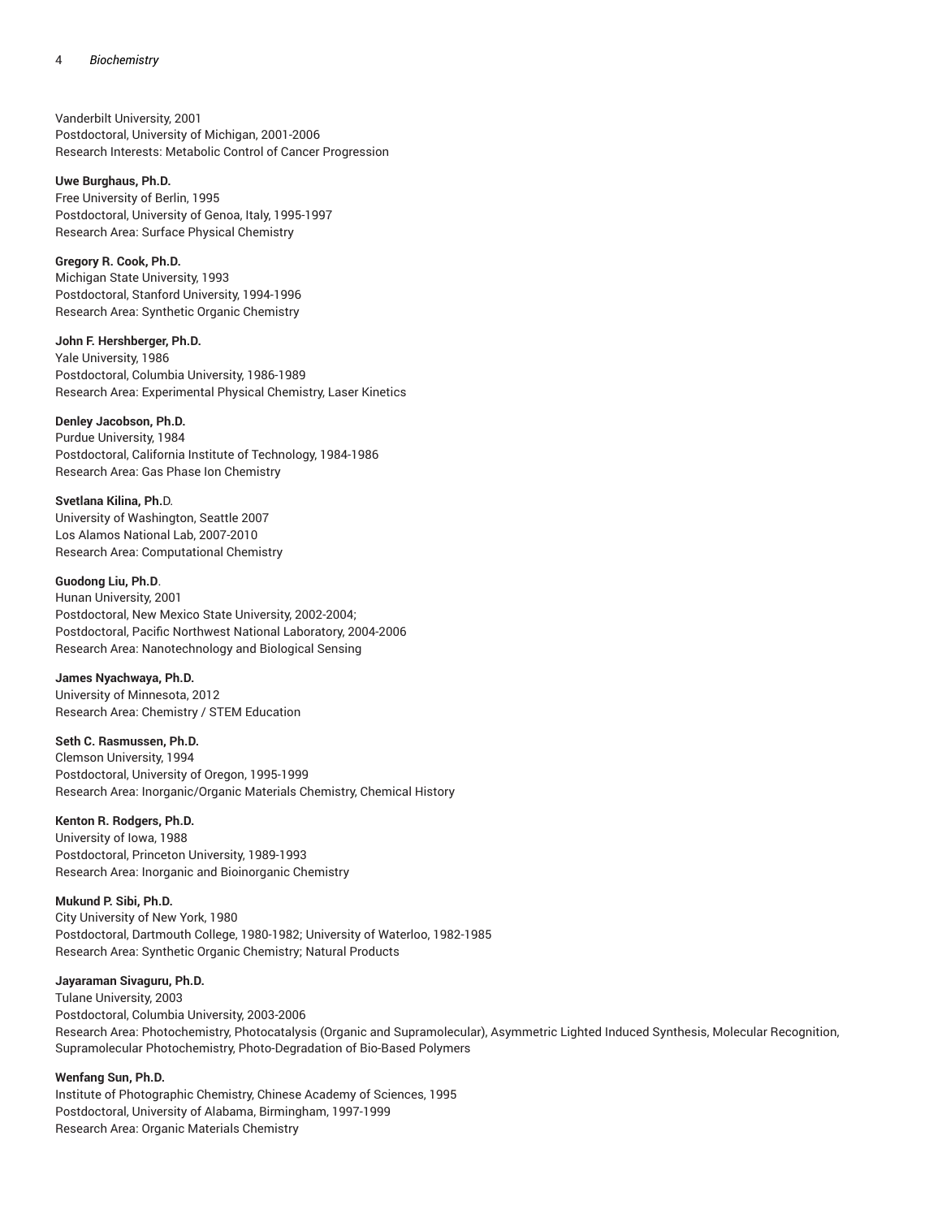Vanderbilt University, 2001
Postdoctoral, University of Michigan, 2001-2006
Research Interests: Metabolic Control of Cancer Progression

**Uwe Burghaus, Ph.D.**
Free University of Berlin, 1995
Postdoctoral, University of Genoa, Italy, 1995-1997
Research Area: Surface Physical Chemistry

**Gregory R. Cook, Ph.D.**
Michigan State University, 1993
Postdoctoral, Stanford University, 1994-1996
Research Area: Synthetic Organic Chemistry

**John F. Hershberger, Ph.D.**
Yale University, 1986
Postdoctoral, Columbia University, 1986-1989
Research Area: Experimental Physical Chemistry, Laser Kinetics

**Denley Jacobson, Ph.D.**
Purdue University, 1984
Postdoctoral, California Institute of Technology, 1984-1986
Research Area: Gas Phase Ion Chemistry

**Svetlana Kilina, Ph.**D.
University of Washington, Seattle 2007
Los Alamos National Lab, 2007-2010
Research Area: Computational Chemistry

**Guodong Liu, Ph.D**.
Hunan University, 2001
Postdoctoral, New Mexico State University, 2002-2004;
Postdoctoral, Pacific Northwest National Laboratory, 2004-2006
Research Area: Nanotechnology and Biological Sensing

**James Nyachwaya, Ph.D.**
University of Minnesota, 2012
Research Area: Chemistry / STEM Education

**Seth C. Rasmussen, Ph.D.**
Clemson University, 1994
Postdoctoral, University of Oregon, 1995-1999
Research Area: Inorganic/Organic Materials Chemistry, Chemical History

**Kenton R. Rodgers, Ph.D.**
University of Iowa, 1988
Postdoctoral, Princeton University, 1989-1993
Research Area: Inorganic and Bioinorganic Chemistry

**Mukund P. Sibi, Ph.D.**
City University of New York, 1980
Postdoctoral, Dartmouth College, 1980-1982; University of Waterloo, 1982-1985
Research Area: Synthetic Organic Chemistry; Natural Products

**Jayaraman Sivaguru, Ph.D.**
Tulane University, 2003
Postdoctoral, Columbia University, 2003-2006
Research Area: Photochemistry, Photocatalysis (Organic and Supramolecular), Asymmetric Lighted Induced Synthesis, Molecular Recognition, Supramolecular Photochemistry, Photo-Degradation of Bio-Based Polymers

**Wenfang Sun, Ph.D.**
Institute of Photographic Chemistry, Chinese Academy of Sciences, 1995
Postdoctoral, University of Alabama, Birmingham, 1997-1999
Research Area: Organic Materials Chemistry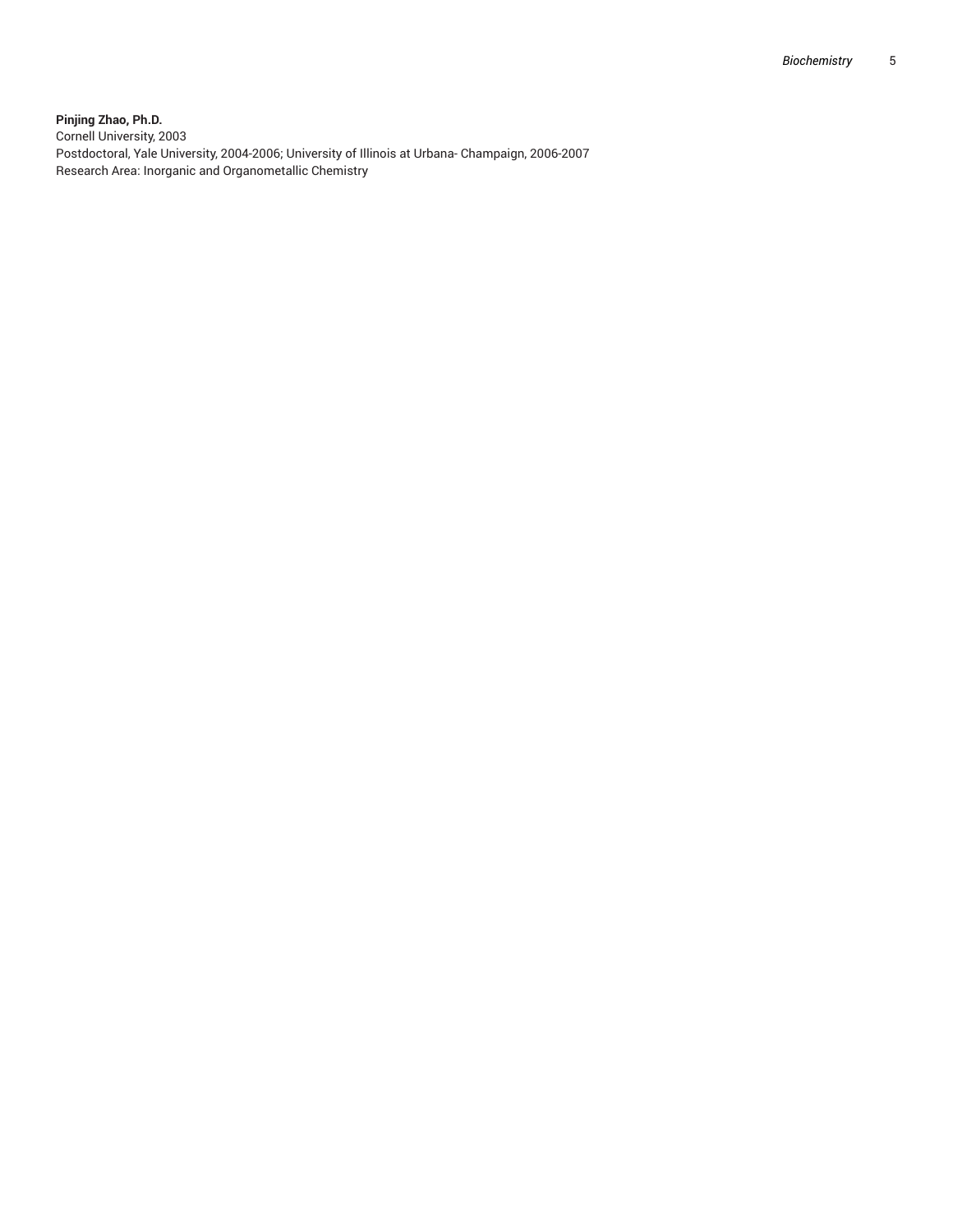**Pinjing Zhao, Ph.D.**
Cornell University, 2003
Postdoctoral, Yale University, 2004-2006; University of Illinois at Urbana- Champaign, 2006-2007
Research Area: Inorganic and Organometallic Chemistry